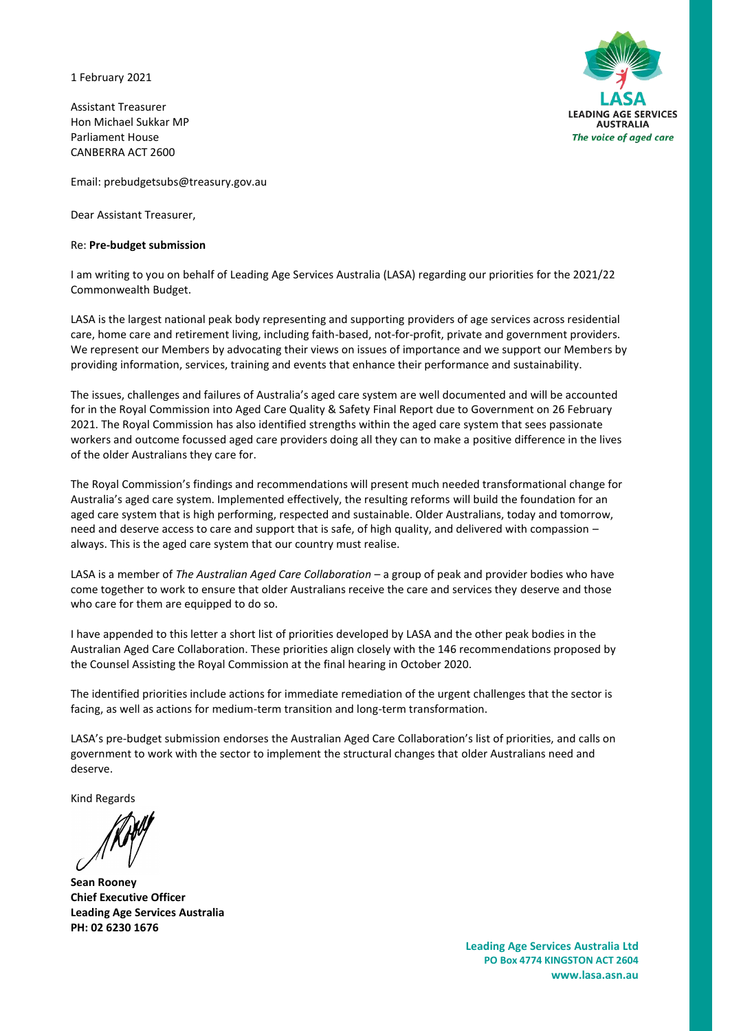1 February 2021

Assistant Treasurer
Hon Michael Sukkar MP
Parliament House
CANBERRA ACT 2600

LASA
LEADING AGE SERVICES AUSTRALIA
*The voice of aged care*

Email: prebudgetsubs@treasury.gov.au

Dear Assistant Treasurer,

Re: **Pre-budget submission**

I am writing to you on behalf of Leading Age Services Australia (LASA) regarding our priorities for the 2021/22 Commonwealth Budget.

LASA is the largest national peak body representing and supporting providers of age services across residential care, home care and retirement living, including faith-based, not-for-profit, private and government providers. We represent our Members by advocating their views on issues of importance and we support our Members by providing information, services, training and events that enhance their performance and sustainability.

The issues, challenges and failures of Australia's aged care system are well documented and will be accounted for in the Royal Commission into Aged Care Quality & Safety Final Report due to Government on 26 February 2021. The Royal Commission has also identified strengths within the aged care system that sees passionate workers and outcome focussed aged care providers doing all they can to make a positive difference in the lives of the older Australians they care for.

The Royal Commission's findings and recommendations will present much needed transformational change for Australia's aged care system. Implemented effectively, the resulting reforms will build the foundation for an aged care system that is high performing, respected and sustainable. Older Australians, today and tomorrow, need and deserve access to care and support that is safe, of high quality, and delivered with compassion – always. This is the aged care system that our country must realise.

LASA is a member of *The Australian Aged Care Collaboration* – a group of peak and provider bodies who have come together to work to ensure that older Australians receive the care and services they deserve and those who care for them are equipped to do so.

I have appended to this letter a short list of priorities developed by LASA and the other peak bodies in the Australian Aged Care Collaboration. These priorities align closely with the 146 recommendations proposed by the Counsel Assisting the Royal Commission at the final hearing in October 2020.

The identified priorities include actions for immediate remediation of the urgent challenges that the sector is facing, as well as actions for medium-term transition and long-term transformation.

LASA's pre-budget submission endorses the Australian Aged Care Collaboration's list of priorities, and calls on government to work with the sector to implement the structural changes that older Australians need and deserve.

Kind Regards

**Sean Rooney**
**Chief Executive Officer**
**Leading Age Services Australia**
**PH: 02 6230 1676**

**Leading Age Services Australia Ltd**
**PO Box 4774 KINGSTON ACT 2604**
**www.lasa.asn.au**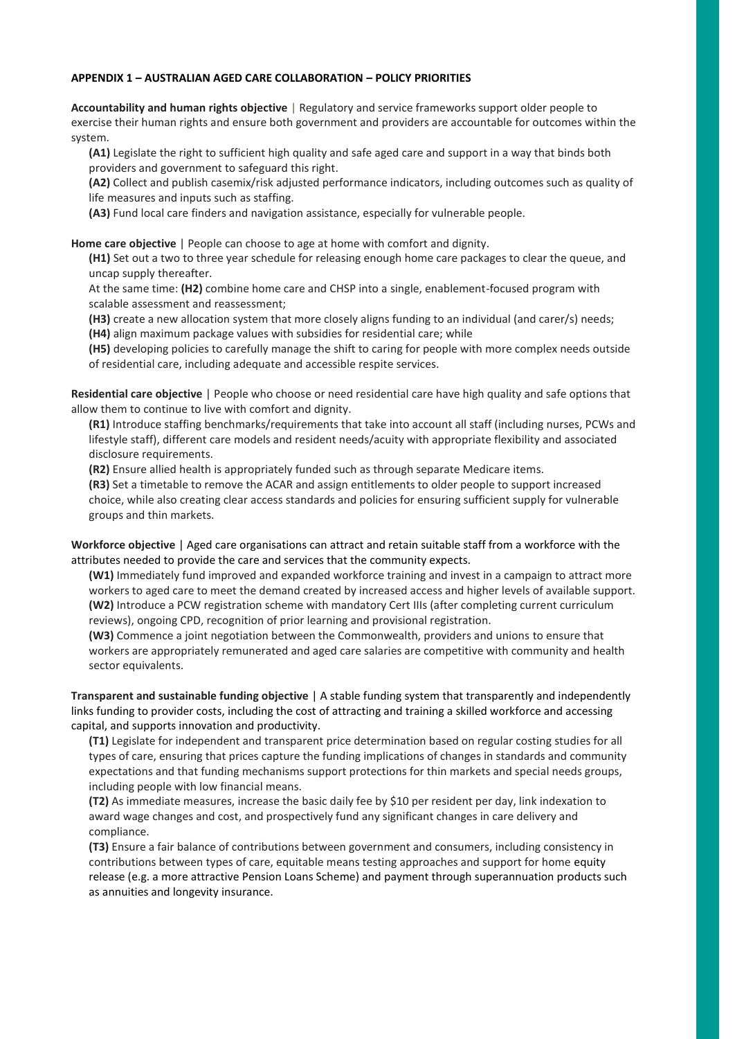**APPENDIX 1 – AUSTRALIAN AGED CARE COLLABORATION – POLICY PRIORITIES**

**Accountability and human rights objective** | Regulatory and service frameworks support older people to exercise their human rights and ensure both government and providers are accountable for outcomes within the system.

**(A1)** Legislate the right to sufficient high quality and safe aged care and support in a way that binds both providers and government to safeguard this right.

**(A2)** Collect and publish casemix/risk adjusted performance indicators, including outcomes such as quality of life measures and inputs such as staffing.

**(A3)** Fund local care finders and navigation assistance, especially for vulnerable people.

**Home care objective** | People can choose to age at home with comfort and dignity.

**(H1)** Set out a two to three year schedule for releasing enough home care packages to clear the queue, and uncap supply thereafter.

At the same time: **(H2)** combine home care and CHSP into a single, enablement-focused program with scalable assessment and reassessment;

**(H3)** create a new allocation system that more closely aligns funding to an individual (and carer/s) needs;

**(H4)** align maximum package values with subsidies for residential care; while

**(H5)** developing policies to carefully manage the shift to caring for people with more complex needs outside of residential care, including adequate and accessible respite services.

**Residential care objective** | People who choose or need residential care have high quality and safe options that allow them to continue to live with comfort and dignity.

**(R1)** Introduce staffing benchmarks/requirements that take into account all staff (including nurses, PCWs and lifestyle staff), different care models and resident needs/acuity with appropriate flexibility and associated disclosure requirements.

**(R2)** Ensure allied health is appropriately funded such as through separate Medicare items.

**(R3)** Set a timetable to remove the ACAR and assign entitlements to older people to support increased choice, while also creating clear access standards and policies for ensuring sufficient supply for vulnerable groups and thin markets.

**Workforce objective** | Aged care organisations can attract and retain suitable staff from a workforce with the attributes needed to provide the care and services that the community expects.

**(W1)** Immediately fund improved and expanded workforce training and invest in a campaign to attract more workers to aged care to meet the demand created by increased access and higher levels of available support.

**(W2)** Introduce a PCW registration scheme with mandatory Cert IIIs (after completing current curriculum reviews), ongoing CPD, recognition of prior learning and provisional registration.

**(W3)** Commence a joint negotiation between the Commonwealth, providers and unions to ensure that workers are appropriately remunerated and aged care salaries are competitive with community and health sector equivalents.

**Transparent and sustainable funding objective** | A stable funding system that transparently and independently links funding to provider costs, including the cost of attracting and training a skilled workforce and accessing capital, and supports innovation and productivity.

**(T1)** Legislate for independent and transparent price determination based on regular costing studies for all types of care, ensuring that prices capture the funding implications of changes in standards and community expectations and that funding mechanisms support protections for thin markets and special needs groups, including people with low financial means.

**(T2)** As immediate measures, increase the basic daily fee by $10 per resident per day, link indexation to award wage changes and cost, and prospectively fund any significant changes in care delivery and compliance.

**(T3)** Ensure a fair balance of contributions between government and consumers, including consistency in contributions between types of care, equitable means testing approaches and support for home equity release (e.g. a more attractive Pension Loans Scheme) and payment through superannuation products such as annuities and longevity insurance.